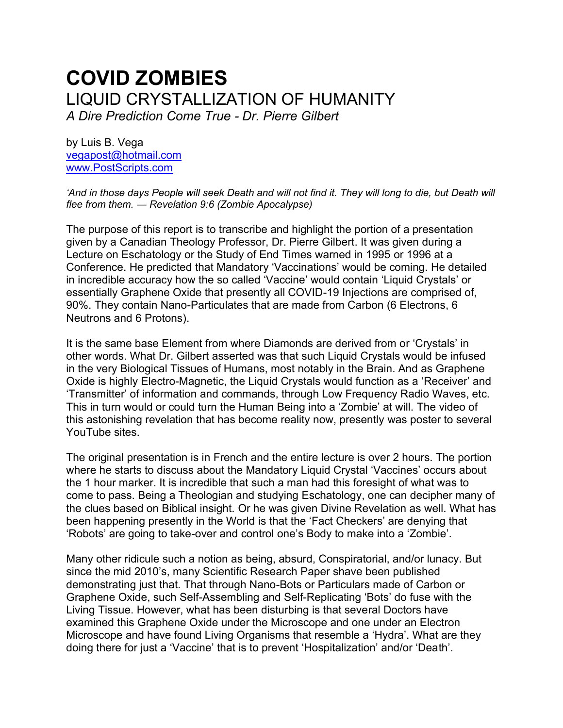# COVID ZOMBIES

## LIQUID CRYSTALLIZATION OF HUMANITY

*A Dire Prediction Come True - Dr. Pierre Gilbert*

by Luis B. Vega
vegapost@hotmail.com
www.PostScripts.com

*'And in those days People will seek Death and will not find it. They will long to die, but Death will flee from them. — Revelation 9:6 (Zombie Apocalypse)*

The purpose of this report is to transcribe and highlight the portion of a presentation given by a Canadian Theology Professor, Dr. Pierre Gilbert. It was given during a Lecture on Eschatology or the Study of End Times warned in 1995 or 1996 at a Conference. He predicted that Mandatory 'Vaccinations' would be coming. He detailed in incredible accuracy how the so called 'Vaccine' would contain 'Liquid Crystals' or essentially Graphene Oxide that presently all COVID-19 Injections are comprised of, 90%. They contain Nano-Particulates that are made from Carbon (6 Electrons, 6 Neutrons and 6 Protons).

It is the same base Element from where Diamonds are derived from or 'Crystals' in other words. What Dr. Gilbert asserted was that such Liquid Crystals would be infused in the very Biological Tissues of Humans, most notably in the Brain. And as Graphene Oxide is highly Electro-Magnetic, the Liquid Crystals would function as a 'Receiver' and 'Transmitter' of information and commands, through Low Frequency Radio Waves, etc. This in turn would or could turn the Human Being into a 'Zombie' at will. The video of this astonishing revelation that has become reality now, presently was poster to several YouTube sites.

The original presentation is in French and the entire lecture is over 2 hours. The portion where he starts to discuss about the Mandatory Liquid Crystal 'Vaccines' occurs about the 1 hour marker. It is incredible that such a man had this foresight of what was to come to pass. Being a Theologian and studying Eschatology, one can decipher many of the clues based on Biblical insight. Or he was given Divine Revelation as well. What has been happening presently in the World is that the 'Fact Checkers' are denying that 'Robots' are going to take-over and control one's Body to make into a 'Zombie'.

Many other ridicule such a notion as being, absurd, Conspiratorial, and/or lunacy. But since the mid 2010's, many Scientific Research Paper shave been published demonstrating just that. That through Nano-Bots or Particulars made of Carbon or Graphene Oxide, such Self-Assembling and Self-Replicating 'Bots' do fuse with the Living Tissue. However, what has been disturbing is that several Doctors have examined this Graphene Oxide under the Microscope and one under an Electron Microscope and have found Living Organisms that resemble a 'Hydra'. What are they doing there for just a 'Vaccine' that is to prevent 'Hospitalization' and/or 'Death'.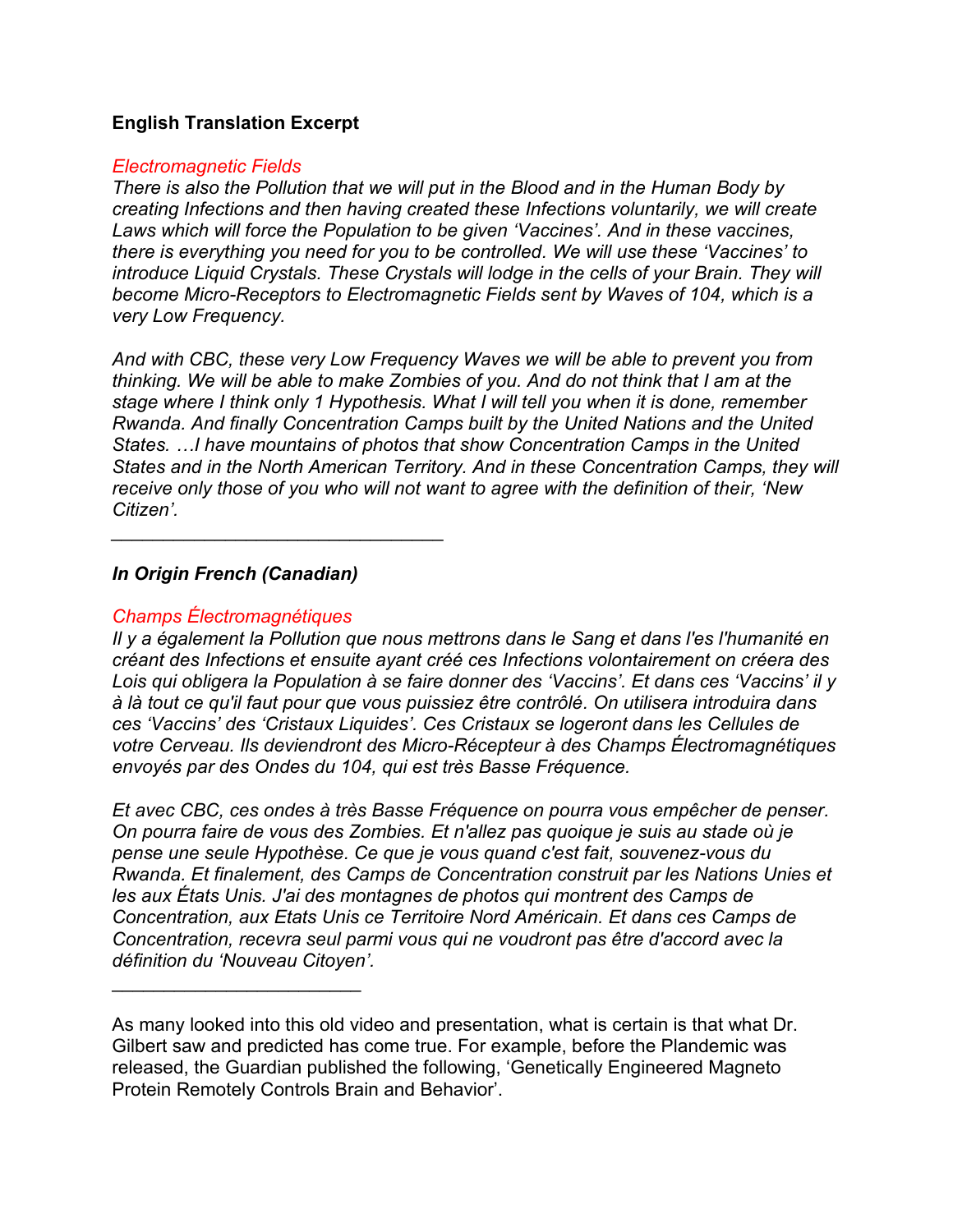**English Translation Excerpt**

*Electromagnetic Fields*
*There is also the Pollution that we will put in the Blood and in the Human Body by creating Infections and then having created these Infections voluntarily, we will create Laws which will force the Population to be given 'Vaccines'. And in these vaccines, there is everything you need for you to be controlled. We will use these 'Vaccines' to introduce Liquid Crystals. These Crystals will lodge in the cells of your Brain. They will become Micro-Receptors to Electromagnetic Fields sent by Waves of 104, which is a very Low Frequency.*

*And with CBC, these very Low Frequency Waves we will be able to prevent you from thinking. We will be able to make Zombies of you. And do not think that I am at the stage where I think only 1 Hypothesis. What I will tell you when it is done, remember Rwanda. And finally Concentration Camps built by the United Nations and the United States. …I have mountains of photos that show Concentration Camps in the United States and in the North American Territory. And in these Concentration Camps, they will receive only those of you who will not want to agree with the definition of their, 'New Citizen'.*

---

***In Origin French (Canadian)***

*Champs Électromagnétiques*
*Il y a également la Pollution que nous mettrons dans le Sang et dans l'es l'humanité en créant des Infections et ensuite ayant créé ces Infections volontairement on créera des Lois qui obligera la Population à se faire donner des 'Vaccins'. Et dans ces 'Vaccins' il y à là tout ce qu'il faut pour que vous puissiez être contrôlé. On utilisera introduira dans ces 'Vaccins' des 'Cristaux Liquides'. Ces Cristaux se logeront dans les Cellules de votre Cerveau. Ils deviendront des Micro-Récepteur à des Champs Électromagnétiques envoyés par des Ondes du 104, qui est très Basse Fréquence.*

*Et avec CBC, ces ondes à très Basse Fréquence on pourra vous empêcher de penser. On pourra faire de vous des Zombies. Et n'allez pas quoique je suis au stade où je pense une seule Hypothèse. Ce que je vous quand c'est fait, souvenez-vous du Rwanda. Et finalement, des Camps de Concentration construit par les Nations Unies et les aux États Unis. J'ai des montagnes de photos qui montrent des Camps de Concentration, aux Etats Unis ce Territoire Nord Américain. Et dans ces Camps de Concentration, recevra seul parmi vous qui ne voudront pas être d'accord avec la définition du 'Nouveau Citoyen'.*

---

As many looked into this old video and presentation, what is certain is that what Dr. Gilbert saw and predicted has come true. For example, before the Plandemic was released, the Guardian published the following, 'Genetically Engineered Magneto Protein Remotely Controls Brain and Behavior'.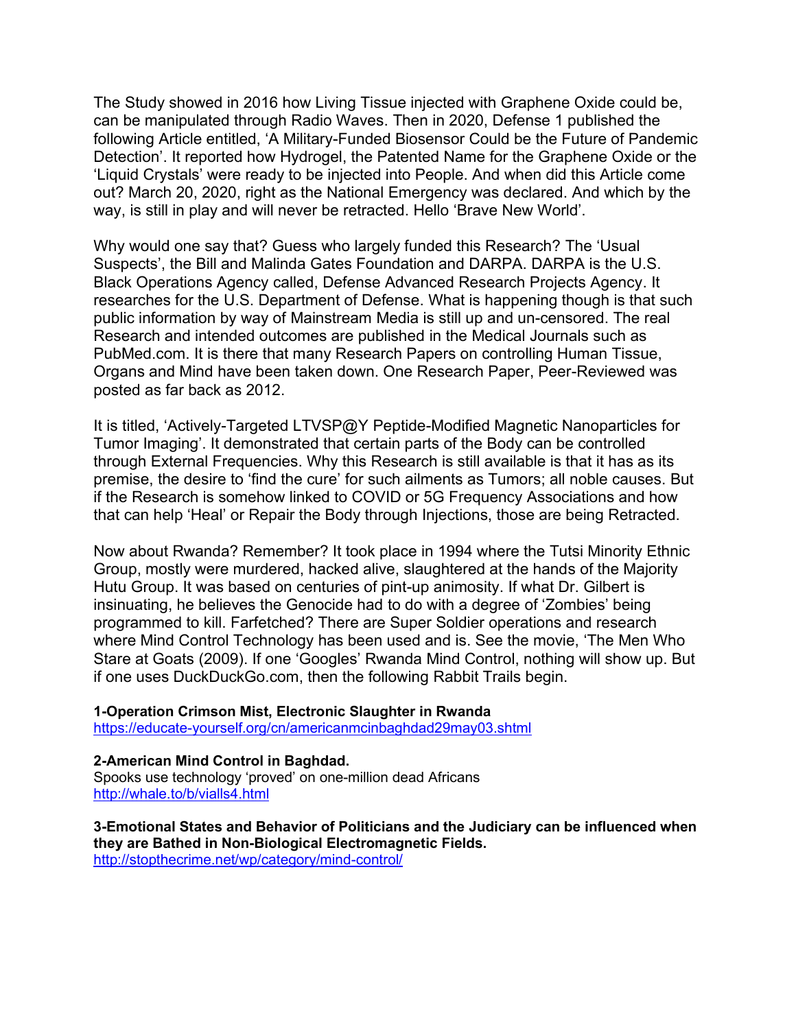The Study showed in 2016 how Living Tissue injected with Graphene Oxide could be, can be manipulated through Radio Waves. Then in 2020, Defense 1 published the following Article entitled, 'A Military-Funded Biosensor Could be the Future of Pandemic Detection'. It reported how Hydrogel, the Patented Name for the Graphene Oxide or the 'Liquid Crystals' were ready to be injected into People. And when did this Article come out? March 20, 2020, right as the National Emergency was declared. And which by the way, is still in play and will never be retracted. Hello 'Brave New World'.

Why would one say that? Guess who largely funded this Research? The 'Usual Suspects', the Bill and Malinda Gates Foundation and DARPA. DARPA is the U.S. Black Operations Agency called, Defense Advanced Research Projects Agency. It researches for the U.S. Department of Defense. What is happening though is that such public information by way of Mainstream Media is still up and un-censored. The real Research and intended outcomes are published in the Medical Journals such as PubMed.com. It is there that many Research Papers on controlling Human Tissue, Organs and Mind have been taken down. One Research Paper, Peer-Reviewed was posted as far back as 2012.

It is titled, 'Actively-Targeted LTVSP@Y Peptide-Modified Magnetic Nanoparticles for Tumor Imaging'. It demonstrated that certain parts of the Body can be controlled through External Frequencies. Why this Research is still available is that it has as its premise, the desire to 'find the cure' for such ailments as Tumors; all noble causes. But if the Research is somehow linked to COVID or 5G Frequency Associations and how that can help 'Heal' or Repair the Body through Injections, those are being Retracted.

Now about Rwanda? Remember? It took place in 1994 where the Tutsi Minority Ethnic Group, mostly were murdered, hacked alive, slaughtered at the hands of the Majority Hutu Group. It was based on centuries of pint-up animosity. If what Dr. Gilbert is insinuating, he believes the Genocide had to do with a degree of 'Zombies' being programmed to kill. Farfetched? There are Super Soldier operations and research where Mind Control Technology has been used and is. See the movie, 'The Men Who Stare at Goats (2009). If one 'Googles' Rwanda Mind Control, nothing will show up. But if one uses DuckDuckGo.com, then the following Rabbit Trails begin.

**1-Operation Crimson Mist, Electronic Slaughter in Rwanda**
https://educate-yourself.org/cn/americanmcinbaghdad29may03.shtml

**2-American Mind Control in Baghdad.**
Spooks use technology 'proved' on one-million dead Africans
http://whale.to/b/vialls4.html

**3-Emotional States and Behavior of Politicians and the Judiciary can be influenced when they are Bathed in Non-Biological Electromagnetic Fields.**
http://stopthecrime.net/wp/category/mind-control/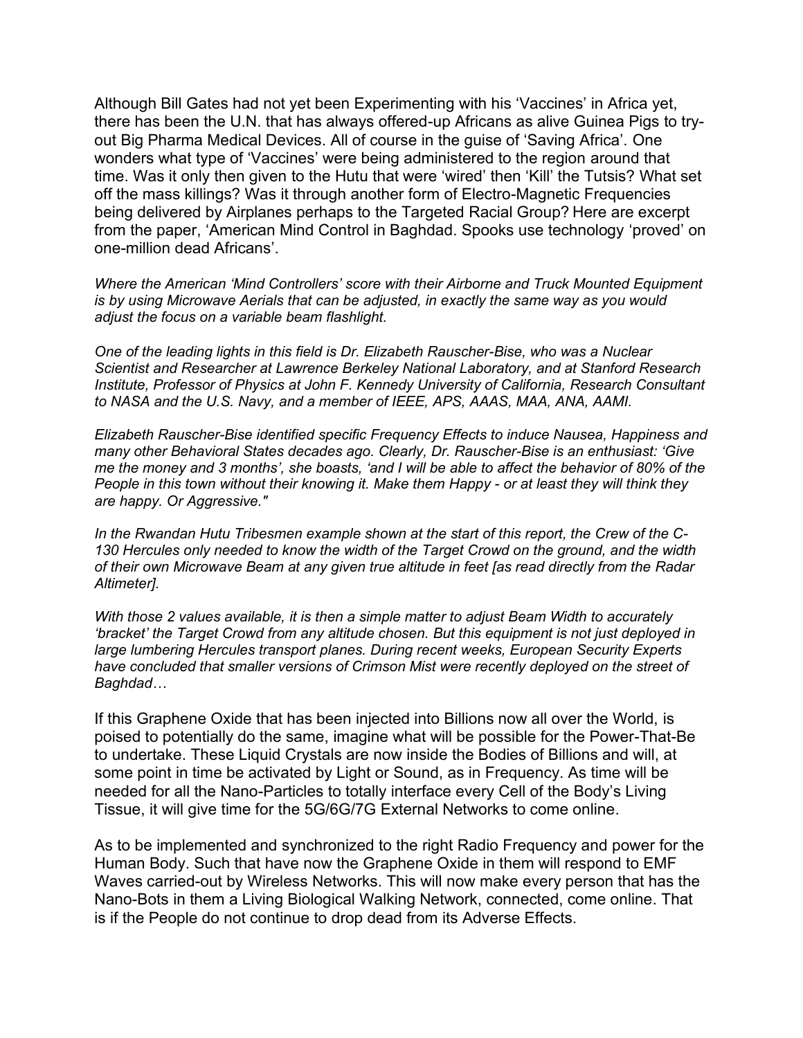Although Bill Gates had not yet been Experimenting with his 'Vaccines' in Africa yet, there has been the U.N. that has always offered-up Africans as alive Guinea Pigs to try-out Big Pharma Medical Devices. All of course in the guise of 'Saving Africa'. One wonders what type of 'Vaccines' were being administered to the region around that time. Was it only then given to the Hutu that were 'wired' then 'Kill' the Tutsis? What set off the mass killings? Was it through another form of Electro-Magnetic Frequencies being delivered by Airplanes perhaps to the Targeted Racial Group? Here are excerpt from the paper, 'American Mind Control in Baghdad. Spooks use technology 'proved' on one-million dead Africans'.

*Where the American 'Mind Controllers' score with their Airborne and Truck Mounted Equipment is by using Microwave Aerials that can be adjusted, in exactly the same way as you would adjust the focus on a variable beam flashlight.*

*One of the leading lights in this field is Dr. Elizabeth Rauscher-Bise, who was a Nuclear Scientist and Researcher at Lawrence Berkeley National Laboratory, and at Stanford Research Institute, Professor of Physics at John F. Kennedy University of California, Research Consultant to NASA and the U.S. Navy, and a member of IEEE, APS, AAAS, MAA, ANA, AAMI.*

*Elizabeth Rauscher-Bise identified specific Frequency Effects to induce Nausea, Happiness and many other Behavioral States decades ago. Clearly, Dr. Rauscher-Bise is an enthusiast: 'Give me the money and 3 months', she boasts, 'and I will be able to affect the behavior of 80% of the People in this town without their knowing it. Make them Happy - or at least they will think they are happy. Or Aggressive."*

*In the Rwandan Hutu Tribesmen example shown at the start of this report, the Crew of the C-130 Hercules only needed to know the width of the Target Crowd on the ground, and the width of their own Microwave Beam at any given true altitude in feet [as read directly from the Radar Altimeter].*

*With those 2 values available, it is then a simple matter to adjust Beam Width to accurately 'bracket' the Target Crowd from any altitude chosen. But this equipment is not just deployed in large lumbering Hercules transport planes. During recent weeks, European Security Experts have concluded that smaller versions of Crimson Mist were recently deployed on the street of Baghdad…*

If this Graphene Oxide that has been injected into Billions now all over the World, is poised to potentially do the same, imagine what will be possible for the Power-That-Be to undertake. These Liquid Crystals are now inside the Bodies of Billions and will, at some point in time be activated by Light or Sound, as in Frequency. As time will be needed for all the Nano-Particles to totally interface every Cell of the Body's Living Tissue, it will give time for the 5G/6G/7G External Networks to come online.

As to be implemented and synchronized to the right Radio Frequency and power for the Human Body. Such that have now the Graphene Oxide in them will respond to EMF Waves carried-out by Wireless Networks. This will now make every person that has the Nano-Bots in them a Living Biological Walking Network, connected, come online. That is if the People do not continue to drop dead from its Adverse Effects.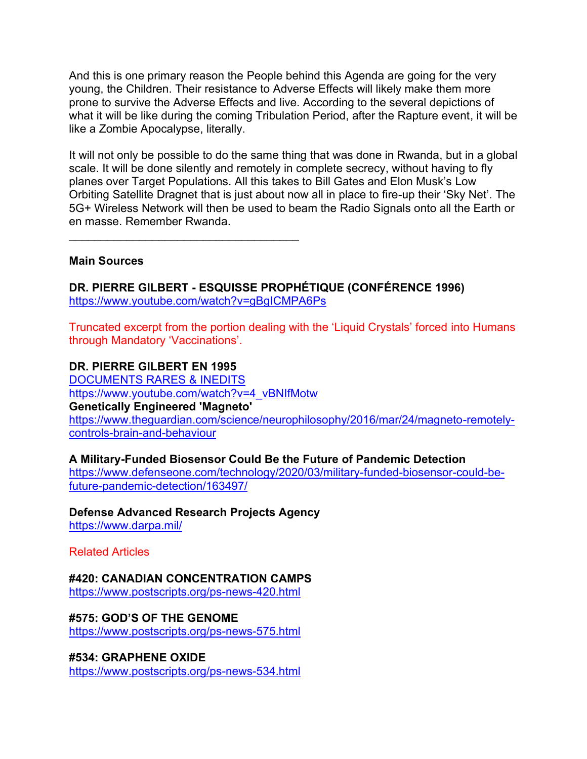And this is one primary reason the People behind this Agenda are going for the very young, the Children. Their resistance to Adverse Effects will likely make them more prone to survive the Adverse Effects and live. According to the several depictions of what it will be like during the coming Tribulation Period, after the Rapture event, it will be like a Zombie Apocalypse, literally.

It will not only be possible to do the same thing that was done in Rwanda, but in a global scale. It will be done silently and remotely in complete secrecy, without having to fly planes over Target Populations. All this takes to Bill Gates and Elon Musk's Low Orbiting Satellite Dragnet that is just about now all in place to fire-up their 'Sky Net'. The 5G+ Wireless Network will then be used to beam the Radio Signals onto all the Earth or en masse. Remember Rwanda.

____________________________________

**Main Sources**

**DR. PIERRE GILBERT - ESQUISSE PROPHÉTIQUE (CONFÉRENCE 1996)**
https://www.youtube.com/watch?v=gBgICMPA6Ps

Truncated excerpt from the portion dealing with the 'Liquid Crystals' forced into Humans through Mandatory 'Vaccinations'.

**DR. PIERRE GILBERT EN 1995**
DOCUMENTS RARES & INEDITS
https://www.youtube.com/watch?v=4_vBNIfMotw
**Genetically Engineered 'Magneto'**
https://www.theguardian.com/science/neurophilosophy/2016/mar/24/magneto-remotely-controls-brain-and-behaviour

**A Military-Funded Biosensor Could Be the Future of Pandemic Detection**
https://www.defenseone.com/technology/2020/03/military-funded-biosensor-could-be-future-pandemic-detection/163497/

**Defense Advanced Research Projects Agency**
https://www.darpa.mil/

Related Articles

**#420: CANADIAN CONCENTRATION CAMPS**
https://www.postscripts.org/ps-news-420.html

**#575: GOD'S OF THE GENOME**
https://www.postscripts.org/ps-news-575.html

**#534: GRAPHENE OXIDE**
https://www.postscripts.org/ps-news-534.html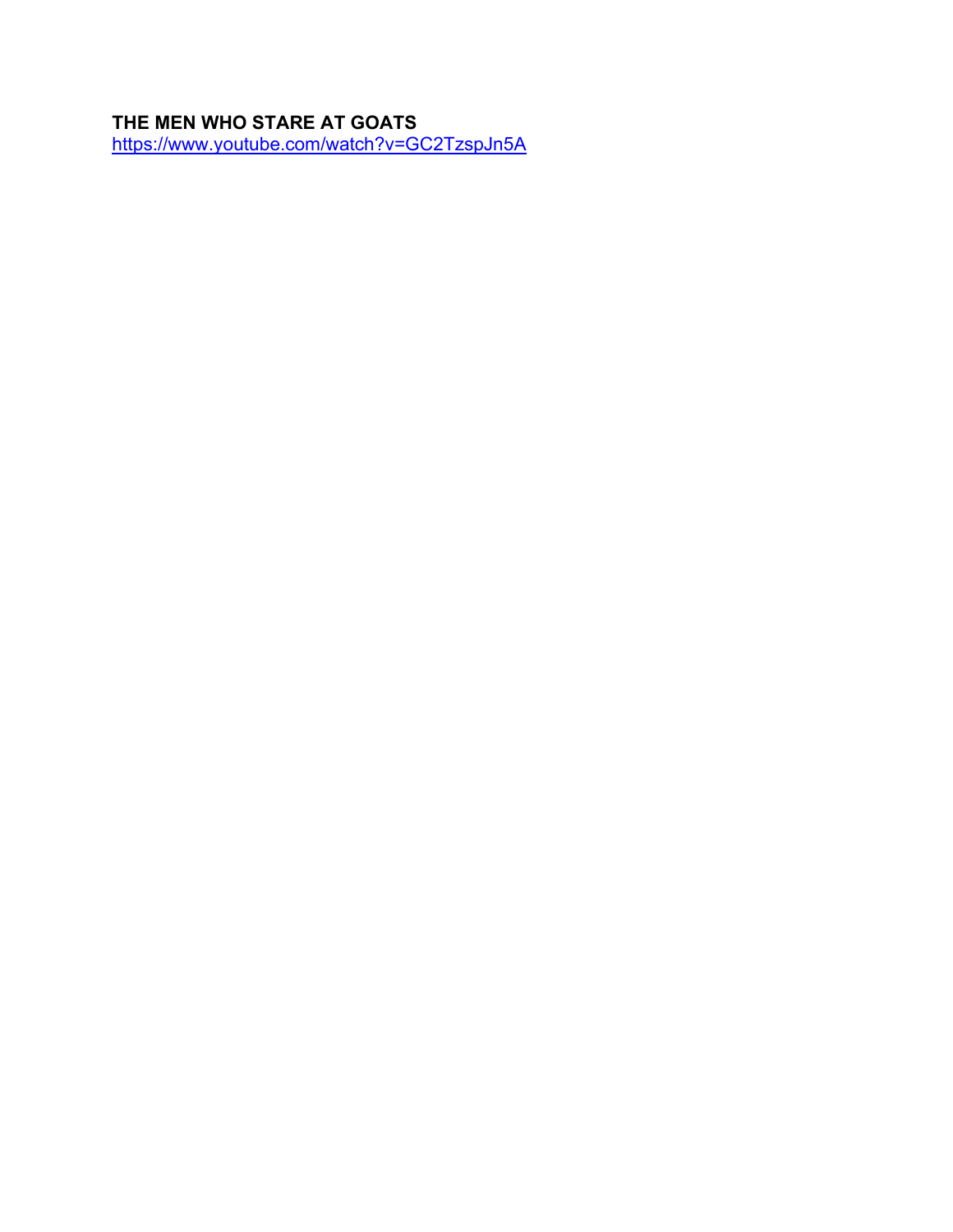**THE MEN WHO STARE AT GOATS**
https://www.youtube.com/watch?v=GC2TzspJn5A